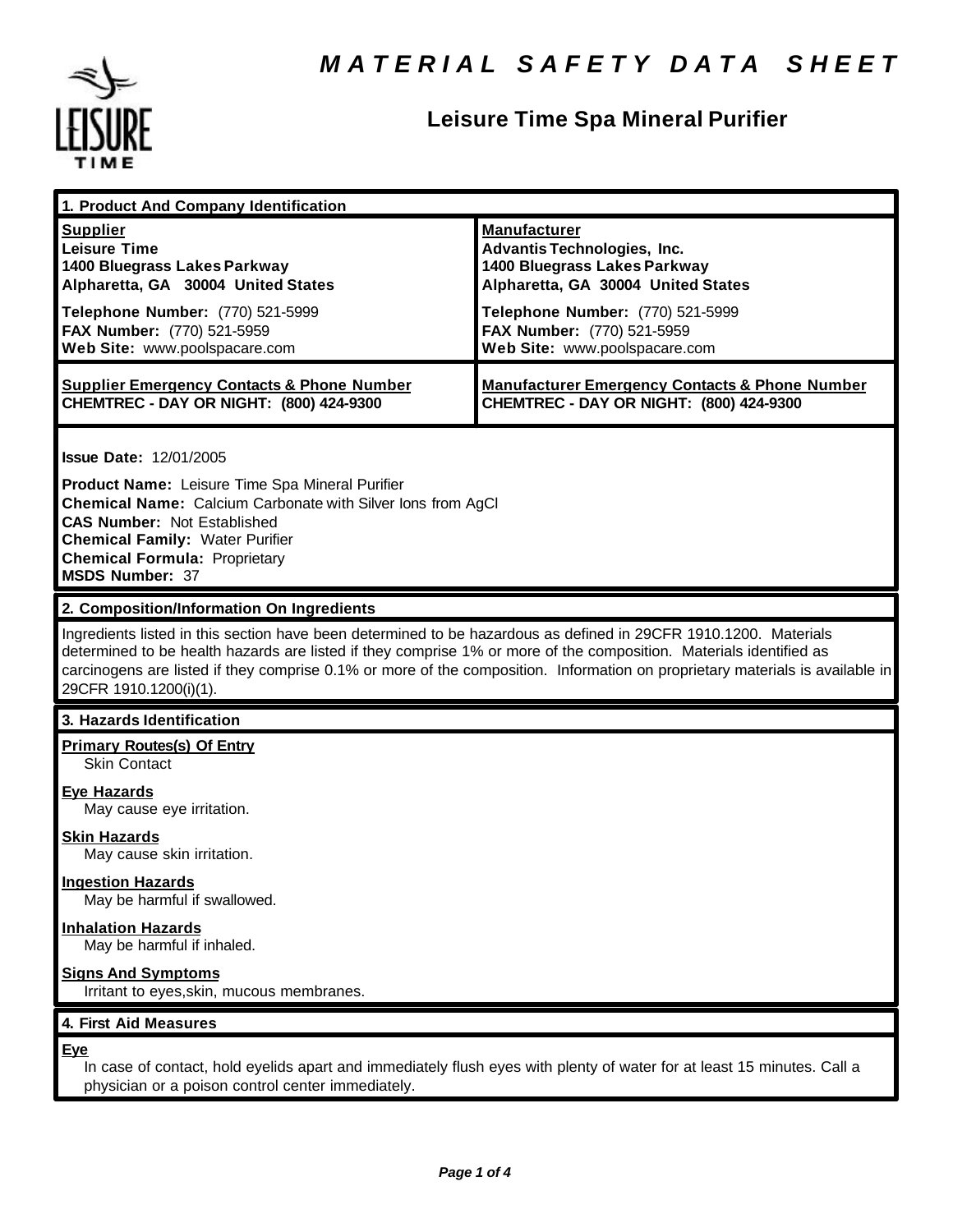# MATERIAL SAFETY DATA SHEET

## Leisure Time Spa Mineral Purifier

### 1. Product And Company Identification

| **Supplier** | **Manufacturer** |
|---|---|
| **Leisure Time** | **Advantis Technologies, Inc.** |
| **1400 Bluegrass Lakes Parkway** | **1400 Bluegrass Lakes Parkway** |
| **Alpharetta, GA 30004 United States** | **Alpharetta, GA 30004 United States** |
| **Telephone Number:** (770) 521-5999 | **Telephone Number:** (770) 521-5999 |
| **FAX Number:** (770) 521-5959 | **FAX Number:** (770) 521-5959 |
| **Web Site:** www.poolspacare.com | **Web Site:** www.poolspacare.com |
| **Supplier Emergency Contacts & Phone Number** | **Manufacturer Emergency Contacts & Phone Number** |
| **CHEMTREC - DAY OR NIGHT: (800) 424-9300** | **CHEMTREC - DAY OR NIGHT: (800) 424-9300** |

**Issue Date:** 12/01/2005

**Product Name:** Leisure Time Spa Mineral Purifier
**Chemical Name:** Calcium Carbonate with Silver Ions from AgCl
**CAS Number:** Not Established
**Chemical Family:** Water Purifier
**Chemical Formula:** Proprietary
**MSDS Number:** 37

### 2. Composition/Information On Ingredients

Ingredients listed in this section have been determined to be hazardous as defined in 29CFR 1910.1200. Materials determined to be health hazards are listed if they comprise 1% or more of the composition. Materials identified as carcinogens are listed if they comprise 0.1% or more of the composition. Information on proprietary materials is available in 29CFR 1910.1200(i)(1).

### 3. Hazards Identification

**Primary Routes(s) Of Entry**
Skin Contact

**Eye Hazards**
May cause eye irritation.

**Skin Hazards**
May cause skin irritation.

**Ingestion Hazards**
May be harmful if swallowed.

**Inhalation Hazards**
May be harmful if inhaled.

**Signs And Symptoms**
Irritant to eyes,skin, mucous membranes.

### 4. First Aid Measures

**Eye**
In case of contact, hold eyelids apart and immediately flush eyes with plenty of water for at least 15 minutes. Call a physician or a poison control center immediately.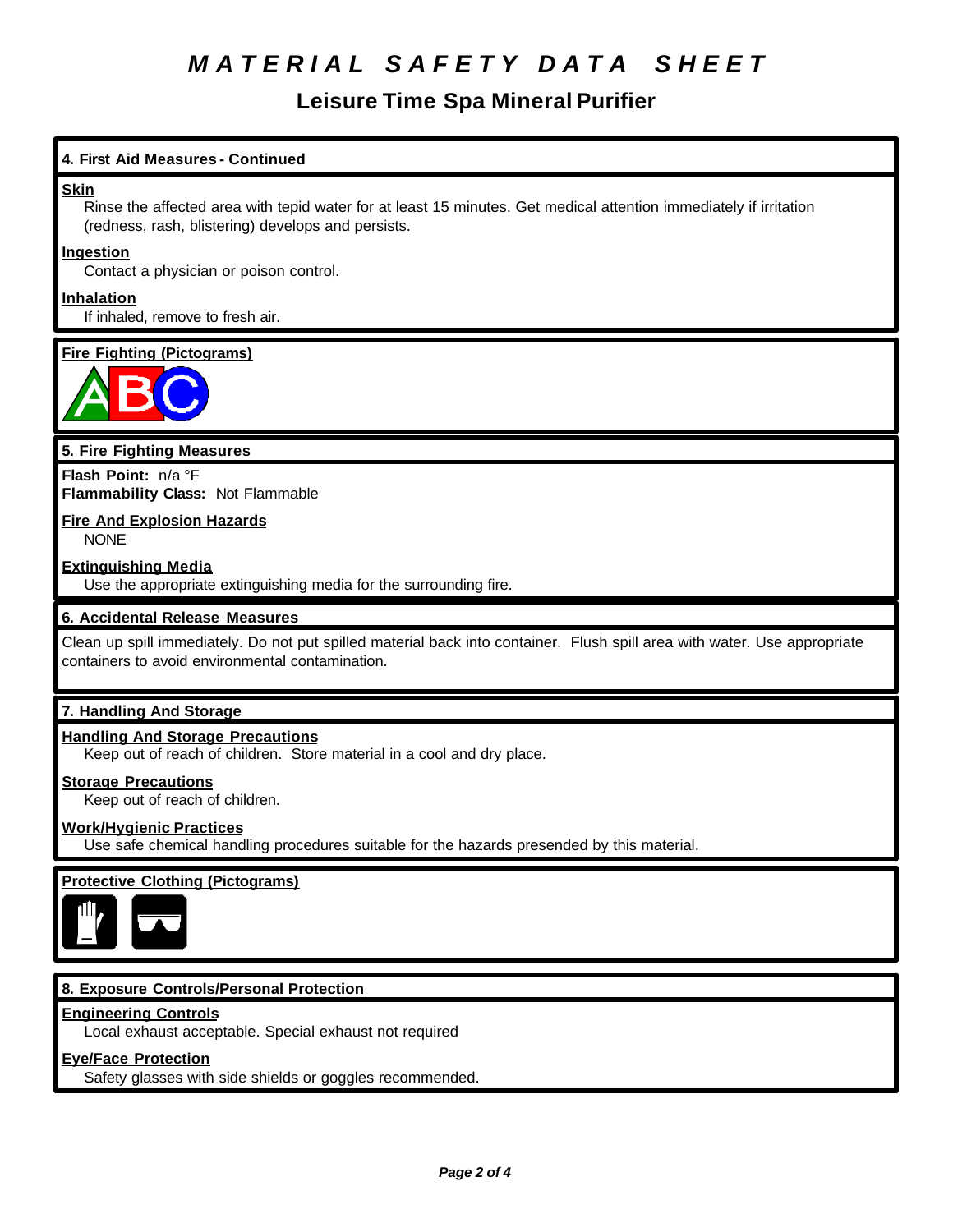# MATERIAL SAFETY DATA SHEET

## Leisure Time Spa Mineral Purifier

### 4. First Aid Measures - Continued

**Skin**

Rinse the affected area with tepid water for at least 15 minutes. Get medical attention immediately if irritation (redness, rash, blistering) develops and persists.

**Ingestion**

Contact a physician or poison control.

**Inhalation**

If inhaled, remove to fresh air.

**Fire Fighting (Pictograms)**

### 5. Fire Fighting Measures

**Flash Point:** n/a °F
**Flammability Class:** Not Flammable

**Fire And Explosion Hazards**

NONE

**Extinguishing Media**

Use the appropriate extinguishing media for the surrounding fire.

### 6. Accidental Release Measures

Clean up spill immediately. Do not put spilled material back into container. Flush spill area with water. Use appropriate containers to avoid environmental contamination.

### 7. Handling And Storage

**Handling And Storage Precautions**

Keep out of reach of children. Store material in a cool and dry place.

**Storage Precautions**

Keep out of reach of children.

**Work/Hygienic Practices**

Use safe chemical handling procedures suitable for the hazards presended by this material.

**Protective Clothing (Pictograms)**

### 8. Exposure Controls/Personal Protection

**Engineering Controls**

Local exhaust acceptable. Special exhaust not required

**Eye/Face Protection**

Safety glasses with side shields or goggles recommended.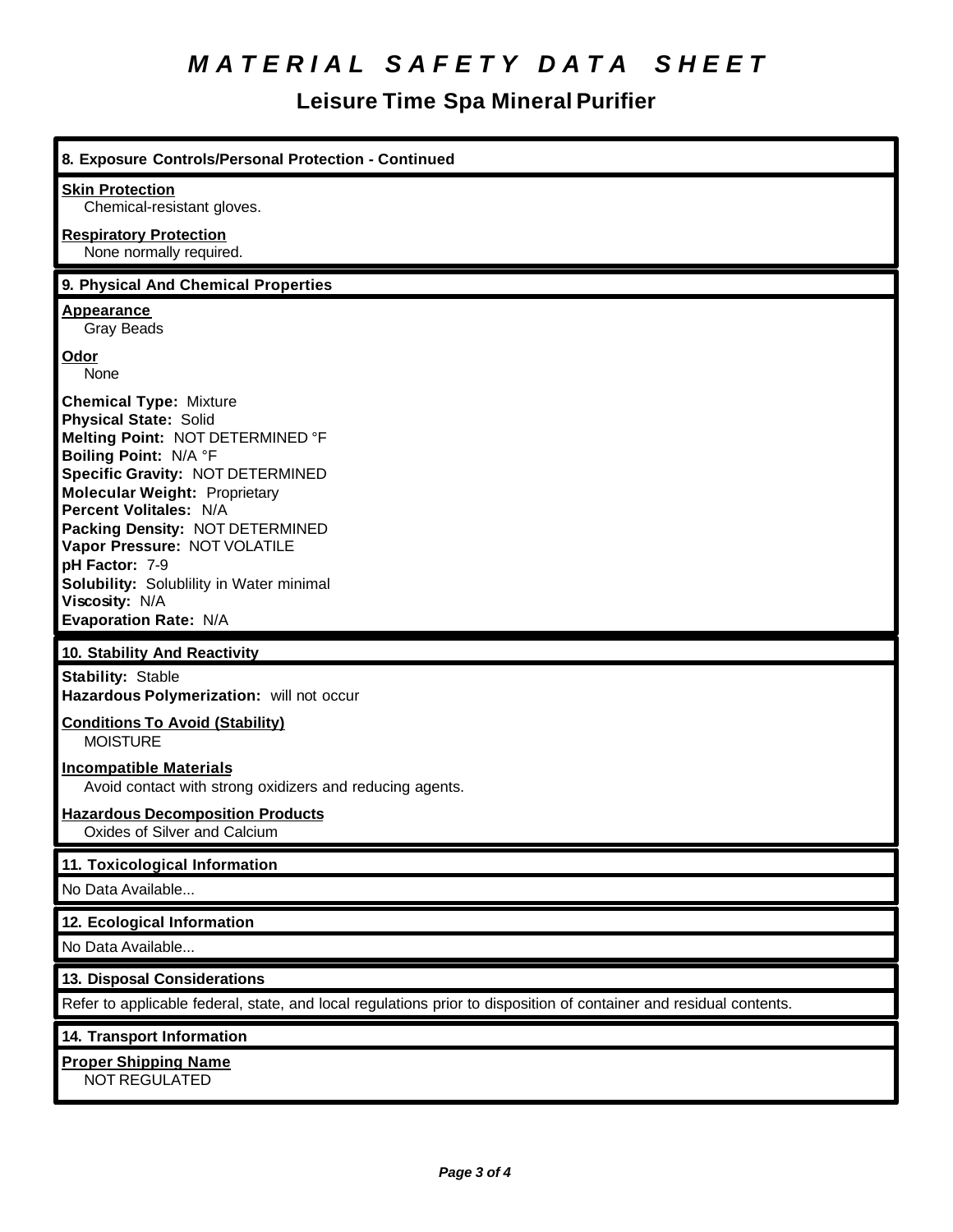# *MATERIAL SAFETY DATA SHEET*

## Leisure Time Spa Mineral Purifier

### 8. Exposure Controls/Personal Protection - Continued

**Skin Protection**
Chemical-resistant gloves.

**Respiratory Protection**
None normally required.

### 9. Physical And Chemical Properties

**Appearance**
Gray Beads

**Odor**
None

**Chemical Type:** Mixture
**Physical State:** Solid
**Melting Point:** NOT DETERMINED °F
**Boiling Point:** N/A °F
**Specific Gravity:** NOT DETERMINED
**Molecular Weight:** Proprietary
**Percent Volitales:** N/A
**Packing Density:** NOT DETERMINED
**Vapor Pressure:** NOT VOLATILE
**pH Factor:** 7-9
**Solubility:** Solublility in Water minimal
**Viscosity:** N/A
**Evaporation Rate:** N/A

### 10. Stability And Reactivity

**Stability:** Stable
**Hazardous Polymerization:** will not occur

**Conditions To Avoid (Stability)**
MOISTURE

**Incompatible Materials**
Avoid contact with strong oxidizers and reducing agents.

**Hazardous Decomposition Products**
Oxides of Silver and Calcium

### 11. Toxicological Information

No Data Available...

### 12. Ecological Information

No Data Available...

### 13. Disposal Considerations

Refer to applicable federal, state, and local regulations prior to disposition of container and residual contents.

### 14. Transport Information

**Proper Shipping Name**
NOT REGULATED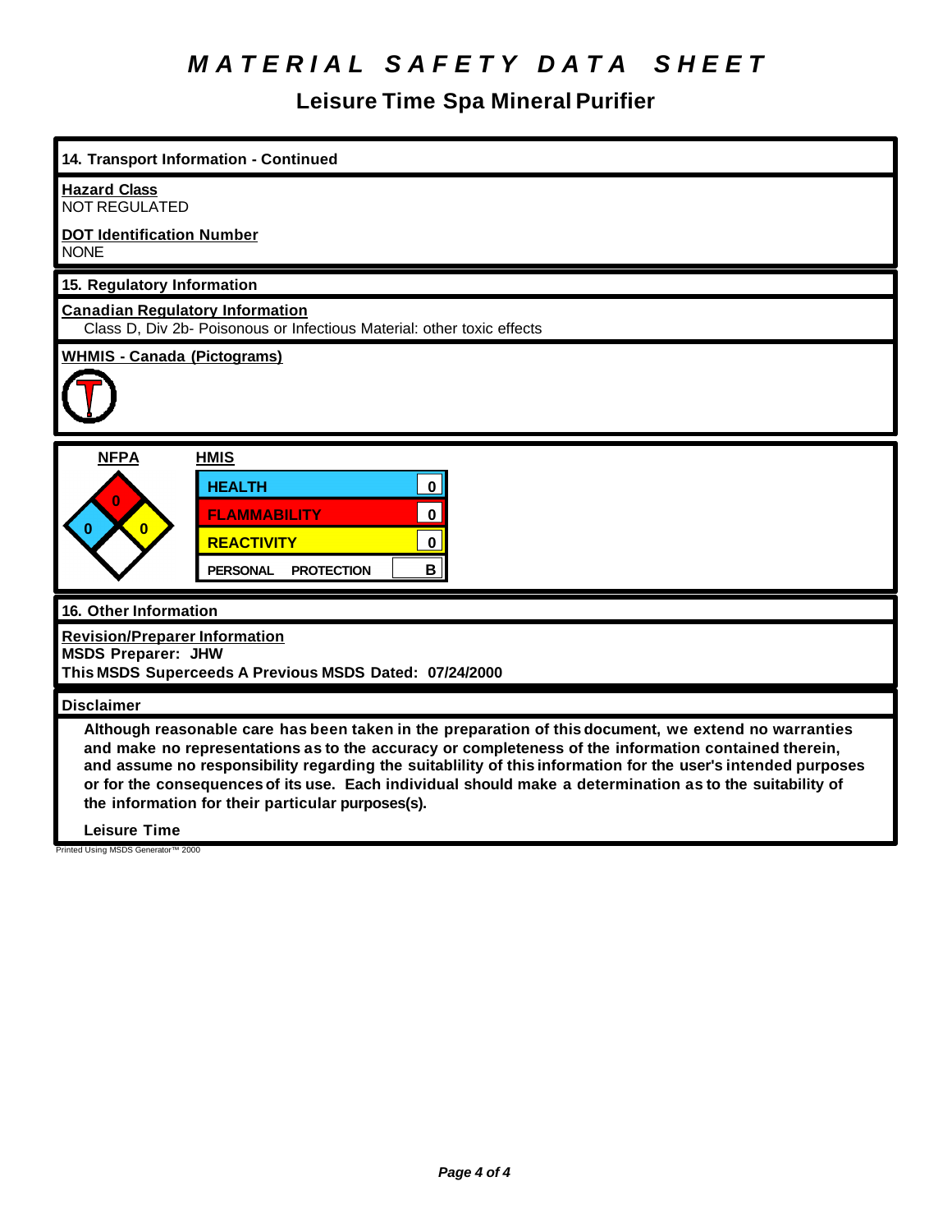# MATERIAL SAFETY DATA SHEET

## Leisure Time Spa Mineral Purifier

### 14. Transport Information - Continued

**Hazard Class**
NOT REGULATED

**DOT Identification Number**
NONE

### 15. Regulatory Information

**Canadian Regulatory Information**
Class D, Div 2b- Poisonous or Infectious Material: other toxic effects

**WHMIS - Canada (Pictograms)**

**NFPA**

0
0 0

**HMIS**

| | |
|---|---|
| HEALTH | 0 |
| FLAMMABILITY | 0 |
| REACTIVITY | 0 |
| PERSONAL PROTECTION | B |

### 16. Other Information

**Revision/Preparer Information**
**MSDS Preparer: JHW**
**This MSDS Superceeds A Previous MSDS Dated: 07/24/2000**

**Disclaimer**

**Although reasonable care has been taken in the preparation of this document, we extend no warranties and make no representations as to the accuracy or completeness of the information contained therein, and assume no responsibility regarding the suitablility of this information for the user's intended purposes or for the consequences of its use. Each individual should make a determination as to the suitability of the information for their particular purposes(s).**

**Leisure Time**

Printed Using MSDS Generator™ 2000